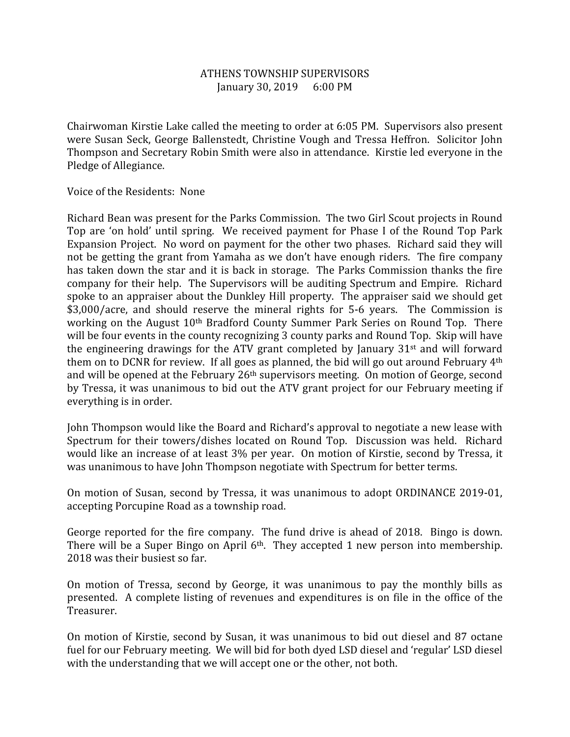ATHENS TOWNSHIP SUPERVISORS
January 30, 2019 6:00 PM

Chairwoman Kirstie Lake called the meeting to order at 6:05 PM. Supervisors also present were Susan Seck, George Ballenstedt, Christine Vough and Tressa Heffron. Solicitor John Thompson and Secretary Robin Smith were also in attendance. Kirstie led everyone in the Pledge of Allegiance.

Voice of the Residents: None

Richard Bean was present for the Parks Commission. The two Girl Scout projects in Round Top are 'on hold' until spring. We received payment for Phase I of the Round Top Park Expansion Project. No word on payment for the other two phases. Richard said they will not be getting the grant from Yamaha as we don't have enough riders. The fire company has taken down the star and it is back in storage. The Parks Commission thanks the fire company for their help. The Supervisors will be auditing Spectrum and Empire. Richard spoke to an appraiser about the Dunkley Hill property. The appraiser said we should get $3,000/acre, and should reserve the mineral rights for 5-6 years. The Commission is working on the August 10th Bradford County Summer Park Series on Round Top. There will be four events in the county recognizing 3 county parks and Round Top. Skip will have the engineering drawings for the ATV grant completed by January 31st and will forward them on to DCNR for review. If all goes as planned, the bid will go out around February 4th and will be opened at the February 26th supervisors meeting. On motion of George, second by Tressa, it was unanimous to bid out the ATV grant project for our February meeting if everything is in order.

John Thompson would like the Board and Richard's approval to negotiate a new lease with Spectrum for their towers/dishes located on Round Top. Discussion was held. Richard would like an increase of at least 3% per year. On motion of Kirstie, second by Tressa, it was unanimous to have John Thompson negotiate with Spectrum for better terms.

On motion of Susan, second by Tressa, it was unanimous to adopt ORDINANCE 2019-01, accepting Porcupine Road as a township road.

George reported for the fire company. The fund drive is ahead of 2018. Bingo is down. There will be a Super Bingo on April 6th. They accepted 1 new person into membership. 2018 was their busiest so far.

On motion of Tressa, second by George, it was unanimous to pay the monthly bills as presented. A complete listing of revenues and expenditures is on file in the office of the Treasurer.

On motion of Kirstie, second by Susan, it was unanimous to bid out diesel and 87 octane fuel for our February meeting. We will bid for both dyed LSD diesel and 'regular' LSD diesel with the understanding that we will accept one or the other, not both.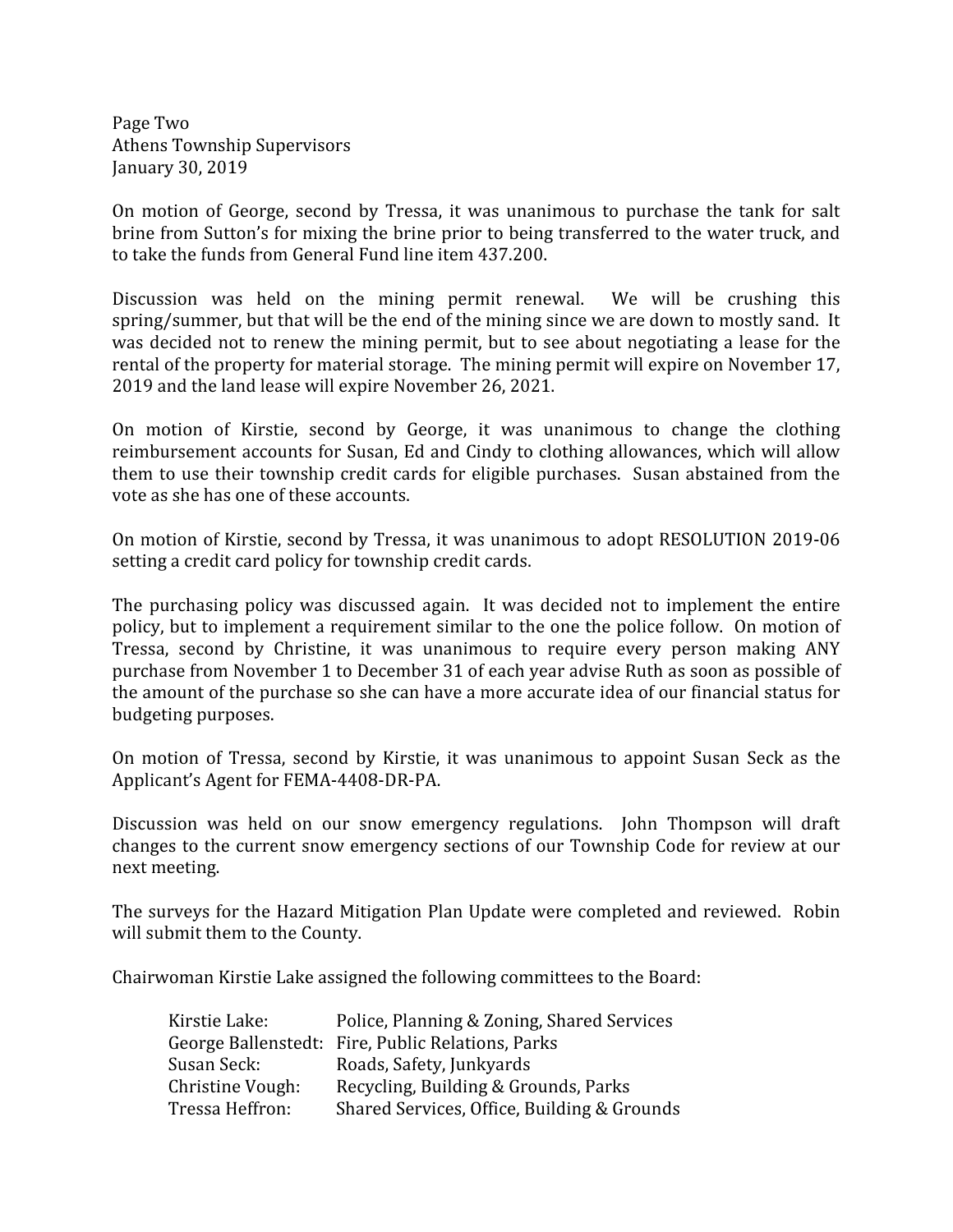Page Two
Athens Township Supervisors
January 30, 2019

On motion of George, second by Tressa, it was unanimous to purchase the tank for salt brine from Sutton's for mixing the brine prior to being transferred to the water truck, and to take the funds from General Fund line item 437.200.

Discussion was held on the mining permit renewal. We will be crushing this spring/summer, but that will be the end of the mining since we are down to mostly sand. It was decided not to renew the mining permit, but to see about negotiating a lease for the rental of the property for material storage. The mining permit will expire on November 17, 2019 and the land lease will expire November 26, 2021.

On motion of Kirstie, second by George, it was unanimous to change the clothing reimbursement accounts for Susan, Ed and Cindy to clothing allowances, which will allow them to use their township credit cards for eligible purchases. Susan abstained from the vote as she has one of these accounts.

On motion of Kirstie, second by Tressa, it was unanimous to adopt RESOLUTION 2019-06 setting a credit card policy for township credit cards.

The purchasing policy was discussed again. It was decided not to implement the entire policy, but to implement a requirement similar to the one the police follow. On motion of Tressa, second by Christine, it was unanimous to require every person making ANY purchase from November 1 to December 31 of each year advise Ruth as soon as possible of the amount of the purchase so she can have a more accurate idea of our financial status for budgeting purposes.

On motion of Tressa, second by Kirstie, it was unanimous to appoint Susan Seck as the Applicant's Agent for FEMA-4408-DR-PA.

Discussion was held on our snow emergency regulations. John Thompson will draft changes to the current snow emergency sections of our Township Code for review at our next meeting.

The surveys for the Hazard Mitigation Plan Update were completed and reviewed. Robin will submit them to the County.

Chairwoman Kirstie Lake assigned the following committees to the Board:

| | |
|---|---|
| Kirstie Lake: | Police, Planning & Zoning, Shared Services |
| George Ballenstedt: | Fire, Public Relations, Parks |
| Susan Seck: | Roads, Safety, Junkyards |
| Christine Vough: | Recycling, Building & Grounds, Parks |
| Tressa Heffron: | Shared Services, Office, Building & Grounds |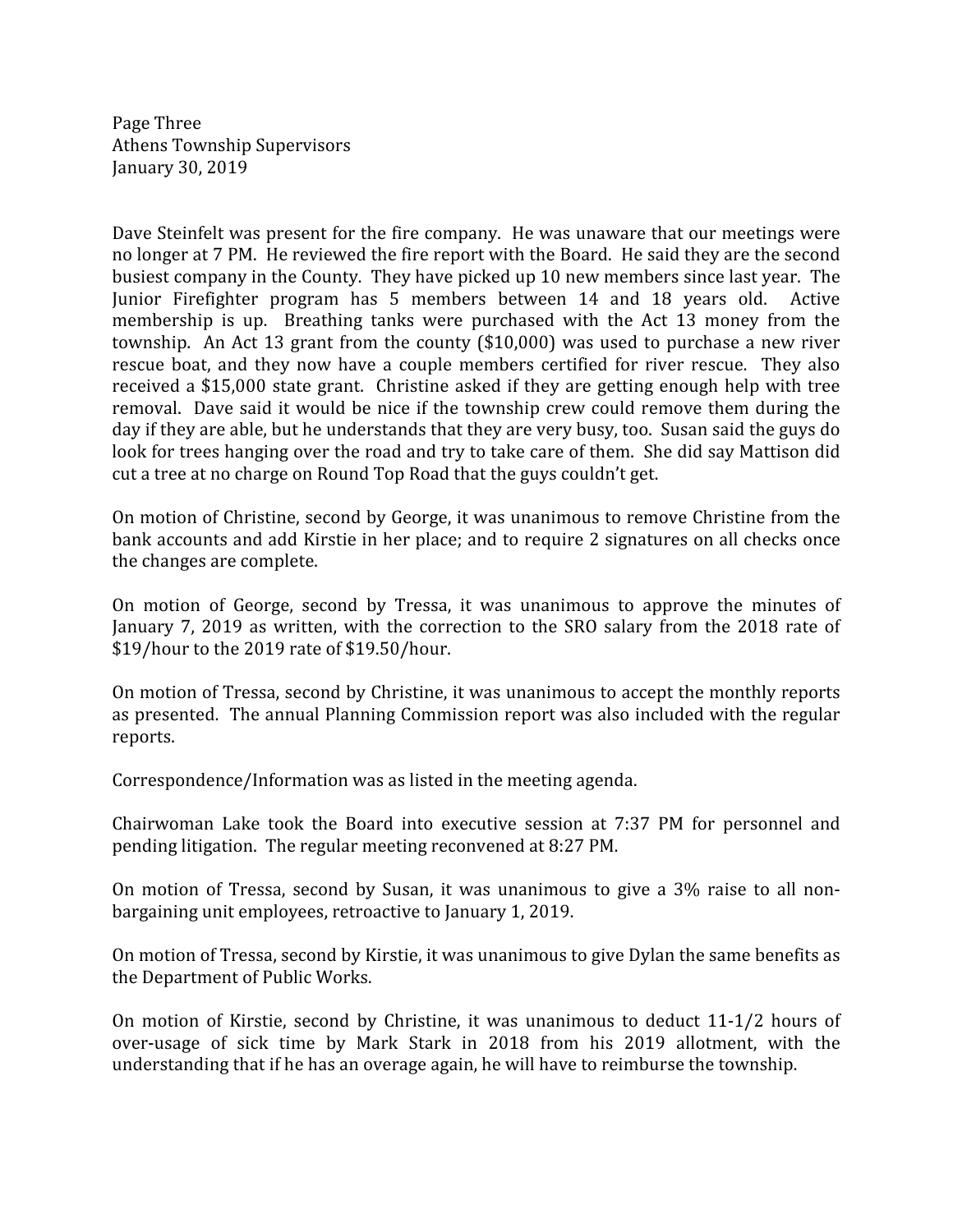Dave Steinfelt was present for the fire company. He was unaware that our meetings were no longer at 7 PM. He reviewed the fire report with the Board. He said they are the second busiest company in the County. They have picked up 10 new members since last year. The Junior Firefighter program has 5 members between 14 and 18 years old. Active membership is up. Breathing tanks were purchased with the Act 13 money from the township. An Act 13 grant from the county ($10,000) was used to purchase a new river rescue boat, and they now have a couple members certified for river rescue. They also received a $15,000 state grant. Christine asked if they are getting enough help with tree removal. Dave said it would be nice if the township crew could remove them during the day if they are able, but he understands that they are very busy, too. Susan said the guys do look for trees hanging over the road and try to take care of them. She did say Mattison did cut a tree at no charge on Round Top Road that the guys couldn't get.

On motion of Christine, second by George, it was unanimous to remove Christine from the bank accounts and add Kirstie in her place; and to require 2 signatures on all checks once the changes are complete.

On motion of George, second by Tressa, it was unanimous to approve the minutes of January 7, 2019 as written, with the correction to the SRO salary from the 2018 rate of $19/hour to the 2019 rate of $19.50/hour.

On motion of Tressa, second by Christine, it was unanimous to accept the monthly reports as presented. The annual Planning Commission report was also included with the regular reports.

Correspondence/Information was as listed in the meeting agenda.

Chairwoman Lake took the Board into executive session at 7:37 PM for personnel and pending litigation. The regular meeting reconvened at 8:27 PM.

On motion of Tressa, second by Susan, it was unanimous to give a 3% raise to all non-bargaining unit employees, retroactive to January 1, 2019.

On motion of Tressa, second by Kirstie, it was unanimous to give Dylan the same benefits as the Department of Public Works.

On motion of Kirstie, second by Christine, it was unanimous to deduct 11-1/2 hours of over-usage of sick time by Mark Stark in 2018 from his 2019 allotment, with the understanding that if he has an overage again, he will have to reimburse the township.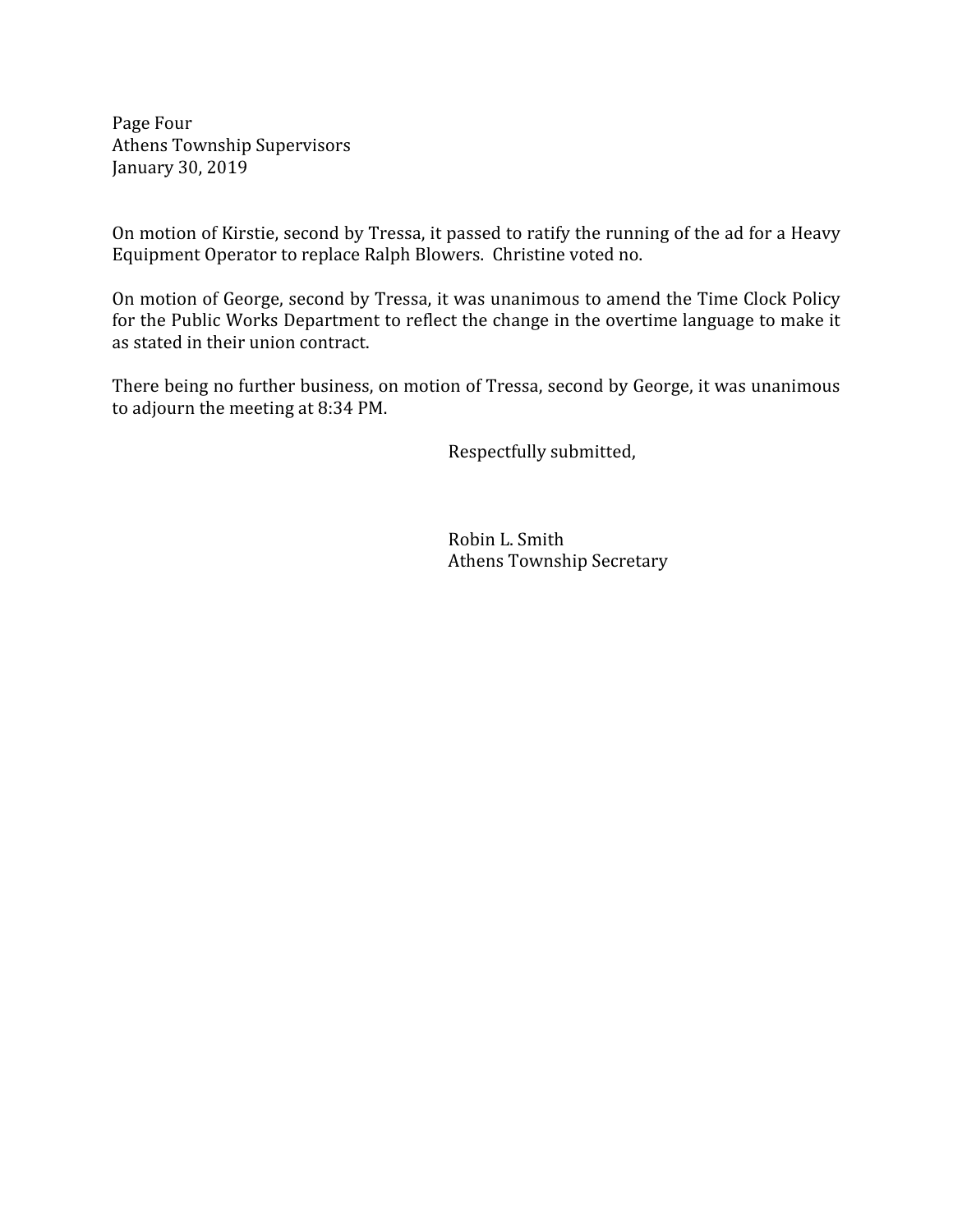On motion of Kirstie, second by Tressa, it passed to ratify the running of the ad for a Heavy Equipment Operator to replace Ralph Blowers. Christine voted no.

On motion of George, second by Tressa, it was unanimous to amend the Time Clock Policy for the Public Works Department to reflect the change in the overtime language to make it as stated in their union contract.

There being no further business, on motion of Tressa, second by George, it was unanimous to adjourn the meeting at 8:34 PM.

Respectfully submitted,

Robin L. Smith
Athens Township Secretary